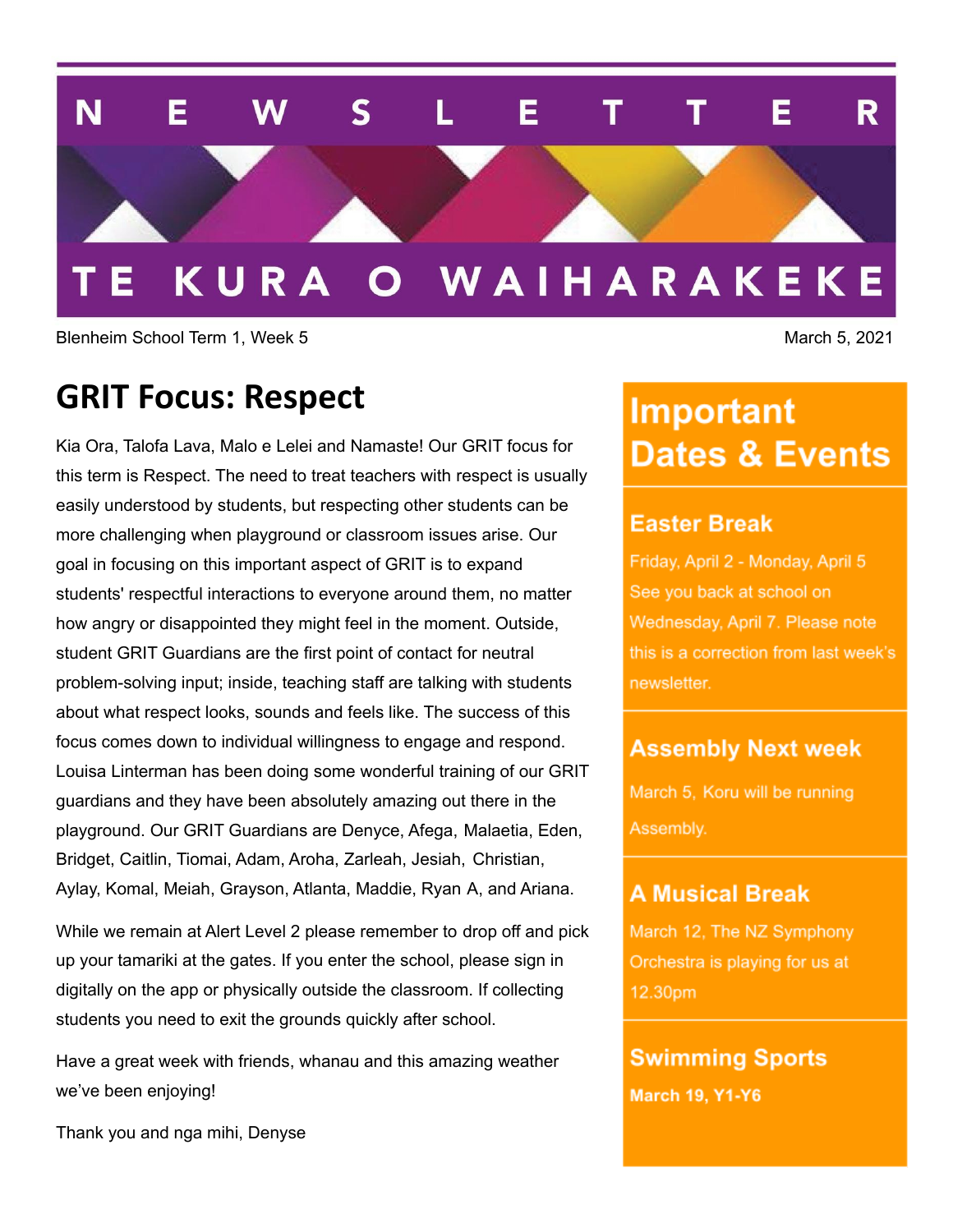# NEWSLETTER

## TE KURA O WAIHARAKEKE

Blenheim School Term 1, Week 5

March 5, 2021

## GRIT Focus: Respect

Kia Ora, Talofa Lava, Malo e Lelei and Namaste! Our GRIT focus for this term is Respect. The need to treat teachers with respect is usually easily understood by students, but respecting other students can be more challenging when playground or classroom issues arise. Our goal in focusing on this important aspect of GRIT is to expand students' respectful interactions to everyone around them, no matter how angry or disappointed they might feel in the moment. Outside, student GRIT Guardians are the first point of contact for neutral problem-solving input; inside, teaching staff are talking with students about what respect looks, sounds and feels like. The success of this focus comes down to individual willingness to engage and respond. Louisa Linterman has been doing some wonderful training of our GRIT guardians and they have been absolutely amazing out there in the playground. Our GRIT Guardians are Denyce, Afega, Malaetia, Eden, Bridget, Caitlin, Tiomai, Adam, Aroha, Zarleah, Jesiah, Christian, Aylay, Komal, Meiah, Grayson, Atlanta, Maddie, Ryan A, and Ariana.

While we remain at Alert Level 2 please remember to drop off and pick up your tamariki at the gates. If you enter the school, please sign in digitally on the app or physically outside the classroom. If collecting students you need to exit the grounds quickly after school.

Have a great week with friends, whanau and this amazing weather we've been enjoying!

Thank you and nga mihi, Denyse

## Important Dates & Events

### Easter Break

Friday, April 2 - Monday, April 5 See you back at school on Wednesday, April 7. Please note this is a correction from last week's newsletter.

### Assembly Next week

March 5, Koru will be running Assembly.

### A Musical Break

March 12, The NZ Symphony Orchestra is playing for us at 12.30pm

### Swimming Sports

**March 19, Y1-Y6**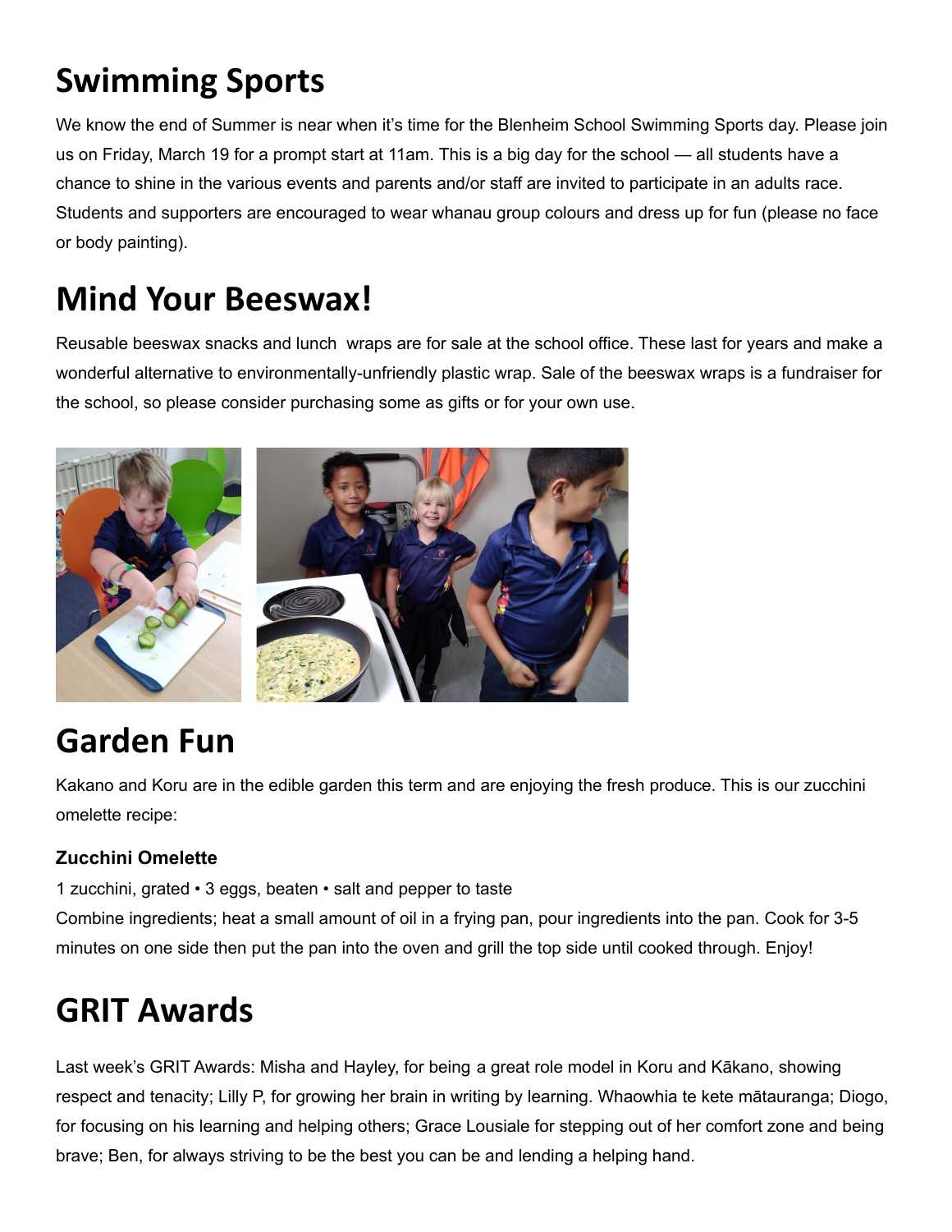# Swimming Sports

We know the end of Summer is near when it's time for the Blenheim School Swimming Sports day. Please join us on Friday, March 19 for a prompt start at 11am. This is a big day for the school — all students have a chance to shine in the various events and parents and/or staff are invited to participate in an adults race. Students and supporters are encouraged to wear whanau group colours and dress up for fun (please no face or body painting).

# Mind Your Beeswax!

Reusable beeswax snacks and lunch wraps are for sale at the school office. These last for years and make a wonderful alternative to environmentally-unfriendly plastic wrap. Sale of the beeswax wraps is a fundraiser for the school, so please consider purchasing some as gifts or for your own use.

# Garden Fun

Kakano and Koru are in the edible garden this term and are enjoying the fresh produce. This is our zucchini omelette recipe:

**Zucchini Omelette**

1 zucchini, grated • 3 eggs, beaten • salt and pepper to taste

Combine ingredients; heat a small amount of oil in a frying pan, pour ingredients into the pan. Cook for 3-5 minutes on one side then put the pan into the oven and grill the top side until cooked through. Enjoy!

# GRIT Awards

Last week's GRIT Awards: Misha and Hayley, for being a great role model in Koru and Kākano, showing respect and tenacity; Lilly P, for growing her brain in writing by learning. Whaowhia te kete mātauranga; Diogo, for focusing on his learning and helping others; Grace Lousiale for stepping out of her comfort zone and being brave; Ben, for always striving to be the best you can be and lending a helping hand.